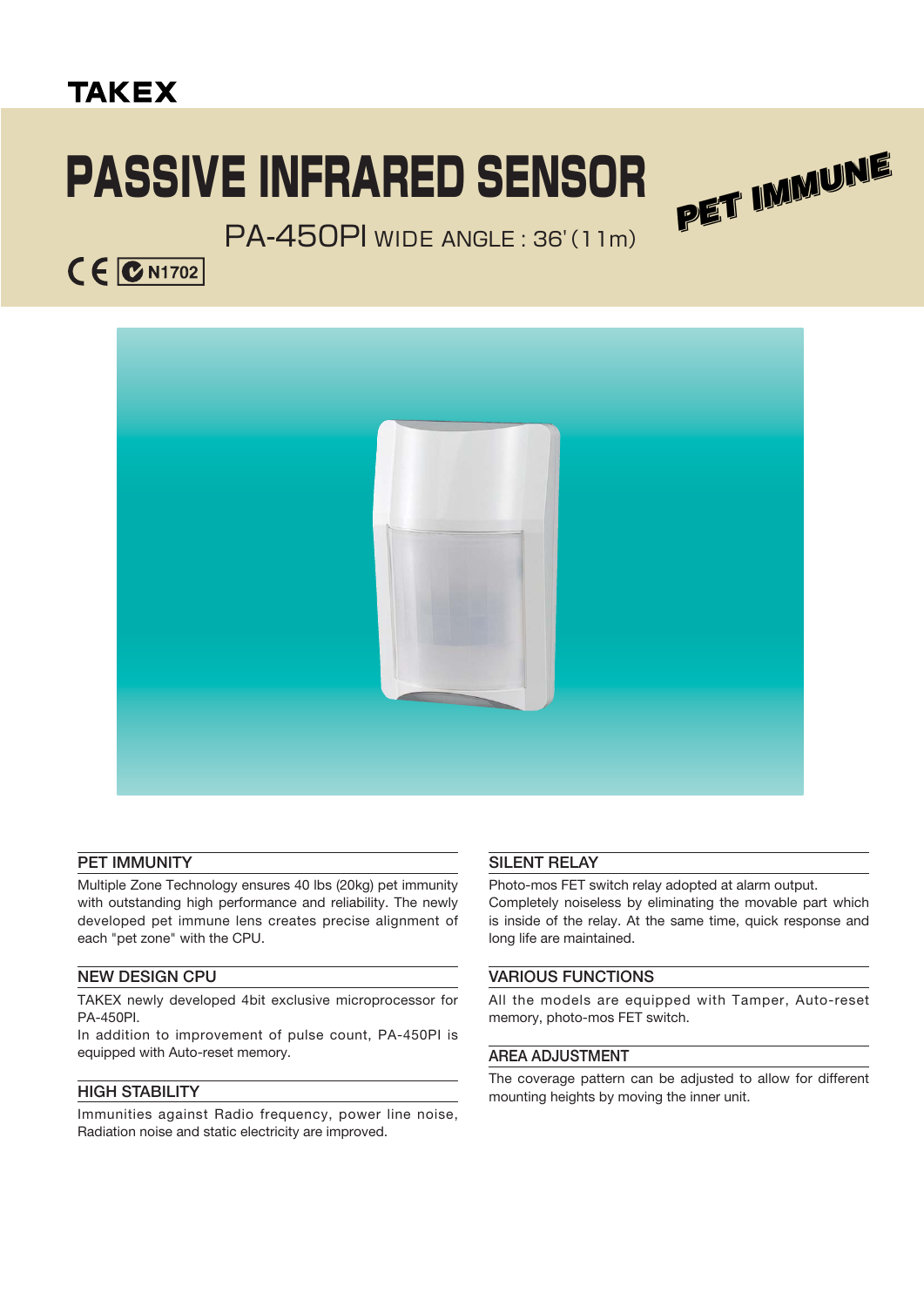TAKEX

# PASSIVE INFRARED SENSOR

PET IMMUNE

PA-450PI WIDE ANGLE : 36' (11m)

CE N1702

## PET IMMUNITY

Multiple Zone Technology ensures 40 lbs (20kg) pet immunity with outstanding high performance and reliability. The newly developed pet immune lens creates precise alignment of each "pet zone" with the CPU.

## NEW DESIGN CPU

TAKEX newly developed 4bit exclusive microprocessor for PA-450PI.

In addition to improvement of pulse count, PA-450PI is equipped with Auto-reset memory.

## HIGH STABILITY

Immunities against Radio frequency, power line noise, Radiation noise and static electricity are improved.

## SILENT RELAY

Photo-mos FET switch relay adopted at alarm output. Completely noiseless by eliminating the movable part which is inside of the relay. At the same time, quick response and long life are maintained.

## VARIOUS FUNCTIONS

All the models are equipped with Tamper, Auto-reset memory, photo-mos FET switch.

## AREA ADJUSTMENT

The coverage pattern can be adjusted to allow for different mounting heights by moving the inner unit.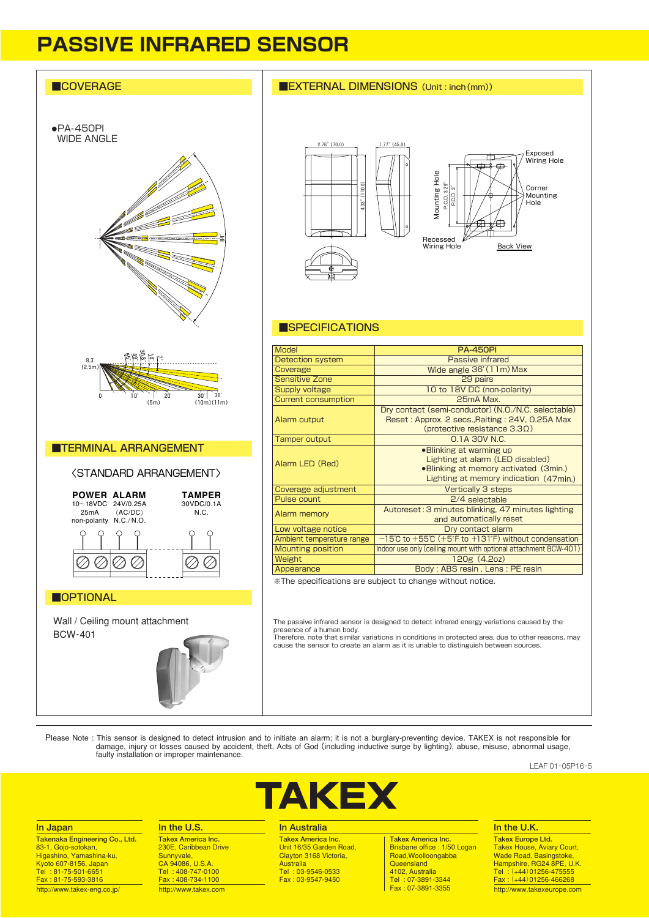# PASSIVE INFRARED SENSOR

## ■COVERAGE

●PA-450PI
WIDE ANGLE

84

8.3'
(2.5m)

6.5
4.9
30.8
14
7

0　10'　20'　30'　36'
(5m)　(10m)(11m)

## ■TERMINAL ARRANGEMENT

〈STANDARD ARRANGEMENT〉

**POWER** 10～18VDC 25mA non-polarity

**ALARM** 24V/0.25A (AC/DC) N.C./N.O.

**TAMPER** 30VDC/0.1A N.C.

## ■OPTIONAL

Wall / Ceiling mount attachment
BCW-401

## ■EXTERNAL DIMENSIONS (Unit : inch (mm))

2.76" (70.0)
1.77" (45.0)
4.33" (110.0)
Mounting Hole
P.C.D. 3.28"
P.C.D. 3"
Exposed Wiring Hole
Corner Mounting Hole
Recessed Wiring Hole
Back View

## ■SPECIFICATIONS

| Model | PA-450PI |
|---|---|
| Detection system | Passive infrared |
| Coverage | Wide angle 36' (11m) Max |
| Sensitive Zone | 29 pairs |
| Supply voltage | 10 to 18V DC (non-polarity) |
| Current consumption | 25mA Max. |
| Alarm output | Dry contact (semi-conductor) (N.O./N.C. selectable) Reset : Approx. 2 secs.,Raiting : 24V, 0.25A Max (protective resistance 3.3Ω) |
| Tamper output | 0.1A 30V N.C. |
| Alarm LED (Red) | ●Blinking at warming up Lighting at alarm (LED disabled) ●Blinking at memory activated (3min.) Lighting at memory indication (47min.) |
| Coverage adjustment | Vertically 3 steps |
| Pulse count | 2/4 selectable |
| Alarm memory | Autoreset : 3 minutes blinking, 47 minutes lighting and automatically reset |
| Low voltage notice | Dry contact alarm |
| Ambient temperature range | −15℃ to +55℃ (+5°F to +131°F) without condensation |
| Mounting position | Indoor use only (ceiling mount with optional attachment BCW-401) |
| Weight | 120g (4.2oz) |
| Appearance | Body : ABS resin , Lens : PE resin |

※The specifications are subject to change without notice.

The passive infrared sensor is designed to detect infrared energy variations caused by the presence of a human body.
Therefore, note that similar variations in conditions in protected area, due to other reasons, may cause the sensor to create an alarm as it is unable to distinguish between sources.

Please Note : This sensor is designed to detect intrusion and to initiate an alarm; it is not a burglary-preventing device. TAKEX is not responsible for damage, injury or losses caused by accident, theft, Acts of God (including inductive surge by lighting), abuse, misuse, abnormal usage, faulty installation or improper maintenance.

LEAF 01-05P16-5

# TAKEX

**In Japan**
Takenaka Engineering Co., Ltd.
83-1, Gojo-sotokan,
Higashino, Yamashina-ku,
Kyoto 607-8156, Japan
Tel : 81-75-501-6651
Fax : 81-75-593-3816
http://www.takex-eng.co.jp/

**In the U.S.**
Takex America Inc.
230E, Caribbean Drive
Sunnyvale,
CA 94086, U.S.A.
Tel : 408-747-0100
Fax : 408-734-1100
http://www.takex.com

**In Australia**
Takex America Inc.
Unit 16/35 Garden Road,
Clayton 3168 Victoria,
Australia
Tel : 03-9546-0533
Fax : 03-9547-9450

Takex America Inc.
Brisbane office : 1/50 Logan Road,Woolloongabba
Queensland
4102, Australia
Tel : 07-3891-3344
Fax : 07-3891-3355

**In the U.K.**
Takex Europe Ltd.
Takex House, Aviary Court,
Wade Road, Basingstoke,
Hampshire, RG24 8PE, U.K.
Tel : (+44) 01256-475555
Fax : (+44) 01256-466268
http://www.takexeurope.com